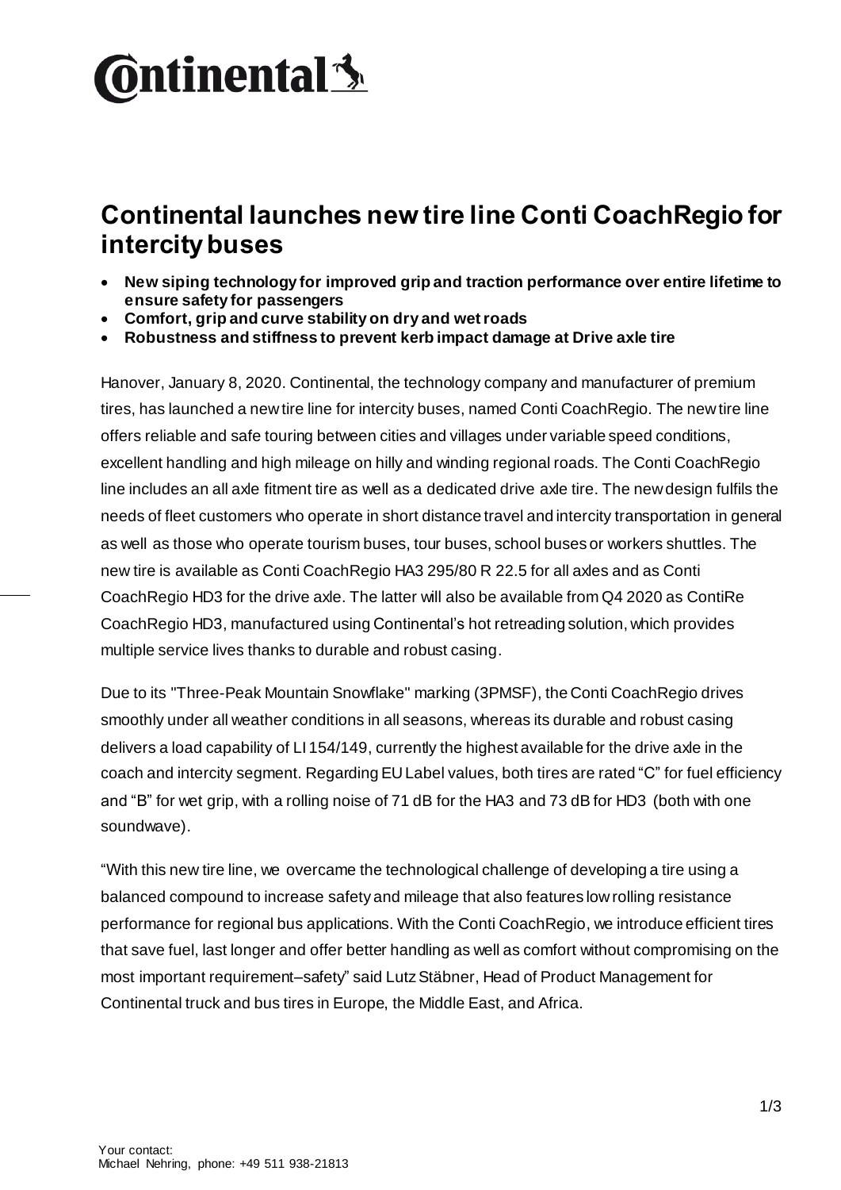# Continental launches new tire line Conti CoachRegio for intercity buses

- **New siping technology for improved grip and traction performance over entire lifetime to ensure safety for passengers**
- **Comfort, grip and curve stability on dry and wet roads**
- **Robustness and stiffness to prevent kerb impact damage at Drive axle tire**

Hanover, January 8, 2020. Continental, the technology company and manufacturer of premium tires, has launched a new tire line for intercity buses, named Conti CoachRegio. The new tire line offers reliable and safe touring between cities and villages under variable speed conditions, excellent handling and high mileage on hilly and winding regional roads. The Conti CoachRegio line includes an all axle fitment tire as well as a dedicated drive axle tire. The new design fulfils the needs of fleet customers who operate in short distance travel and intercity transportation in general as well as those who operate tourism buses, tour buses, school buses or workers shuttles. The new tire is available as Conti CoachRegio HA3 295/80 R 22.5 for all axles and as Conti CoachRegio HD3 for the drive axle. The latter will also be available from Q4 2020 as ContiRe CoachRegio HD3, manufactured using Continental's hot retreading solution, which provides multiple service lives thanks to durable and robust casing.

Due to its "Three-Peak Mountain Snowflake" marking (3PMSF), the Conti CoachRegio drives smoothly under all weather conditions in all seasons, whereas its durable and robust casing delivers a load capability of LI 154/149, currently the highest available for the drive axle in the coach and intercity segment. Regarding EU Label values, both tires are rated "C" for fuel efficiency and "B" for wet grip, with a rolling noise of 71 dB for the HA3 and 73 dB for HD3 (both with one soundwave).

"With this new tire line, we overcame the technological challenge of developing a tire using a balanced compound to increase safety and mileage that also features low rolling resistance performance for regional bus applications. With the Conti CoachRegio, we introduce efficient tires that save fuel, last longer and offer better handling as well as comfort without compromising on the most important requirement–safety" said Lutz Stäbner, Head of Product Management for Continental truck and bus tires in Europe, the Middle East, and Africa.

Your contact:
Michael Nehring, phone: +49 511 938-21813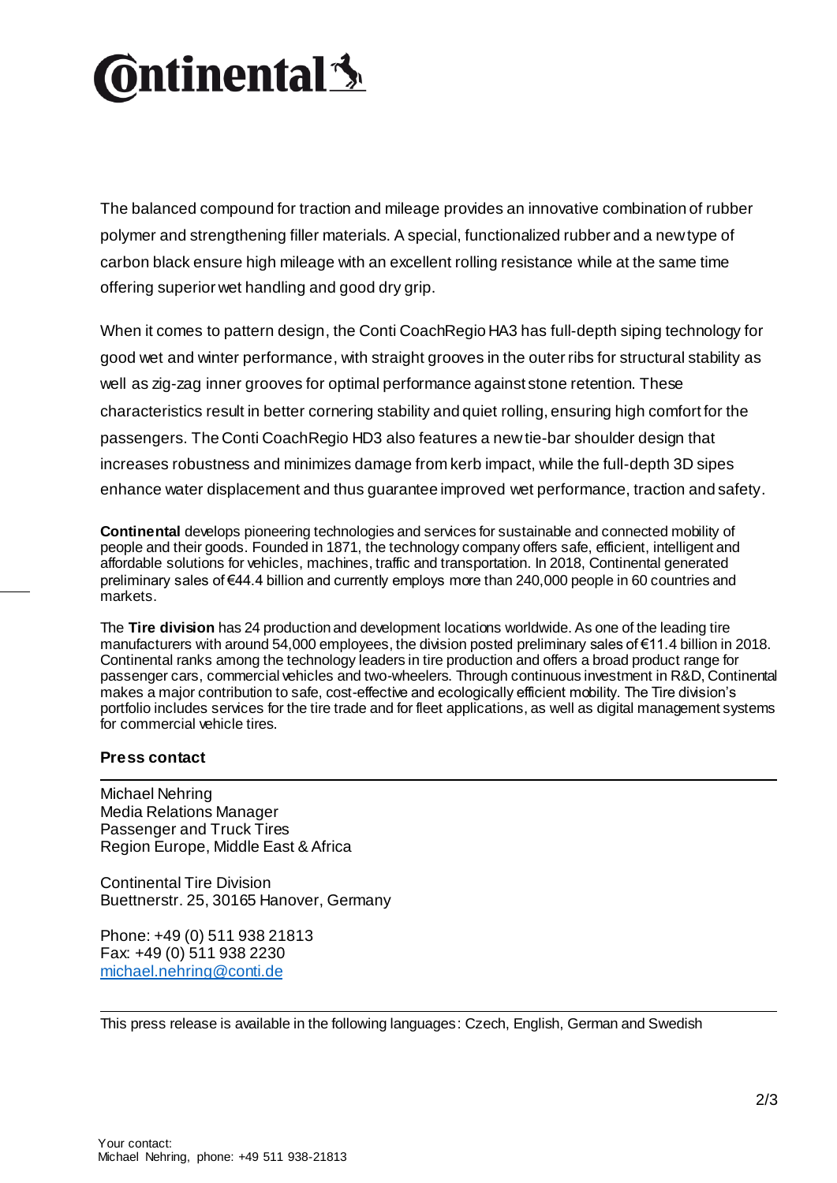The balanced compound for traction and mileage provides an innovative combination of rubber polymer and strengthening filler materials. A special, functionalized rubber and a new type of carbon black ensure high mileage with an excellent rolling resistance while at the same time offering superior wet handling and good dry grip.

When it comes to pattern design, the Conti CoachRegio HA3 has full-depth siping technology for good wet and winter performance, with straight grooves in the outer ribs for structural stability as well as zig-zag inner grooves for optimal performance against stone retention. These characteristics result in better cornering stability and quiet rolling, ensuring high comfort for the passengers. The Conti CoachRegio HD3 also features a new tie-bar shoulder design that increases robustness and minimizes damage from kerb impact, while the full-depth 3D sipes enhance water displacement and thus guarantee improved wet performance, traction and safety.

**Continental** develops pioneering technologies and services for sustainable and connected mobility of people and their goods. Founded in 1871, the technology company offers safe, efficient, intelligent and affordable solutions for vehicles, machines, traffic and transportation. In 2018, Continental generated preliminary sales of €44.4 billion and currently employs more than 240,000 people in 60 countries and markets.

The **Tire division** has 24 production and development locations worldwide. As one of the leading tire manufacturers with around 54,000 employees, the division posted preliminary sales of €11.4 billion in 2018. Continental ranks among the technology leaders in tire production and offers a broad product range for passenger cars, commercial vehicles and two-wheelers. Through continuous investment in R&D, Continental makes a major contribution to safe, cost-effective and ecologically efficient mobility. The Tire division's portfolio includes services for the tire trade and for fleet applications, as well as digital management systems for commercial vehicle tires.

**Press contact**

Michael Nehring
Media Relations Manager
Passenger and Truck Tires
Region Europe, Middle East & Africa

Continental Tire Division
Buettnerstr. 25, 30165 Hanover, Germany

Phone: +49 (0) 511 938 21813
Fax: +49 (0) 511 938 2230
michael.nehring@conti.de

This press release is available in the following languages: Czech, English, German and Swedish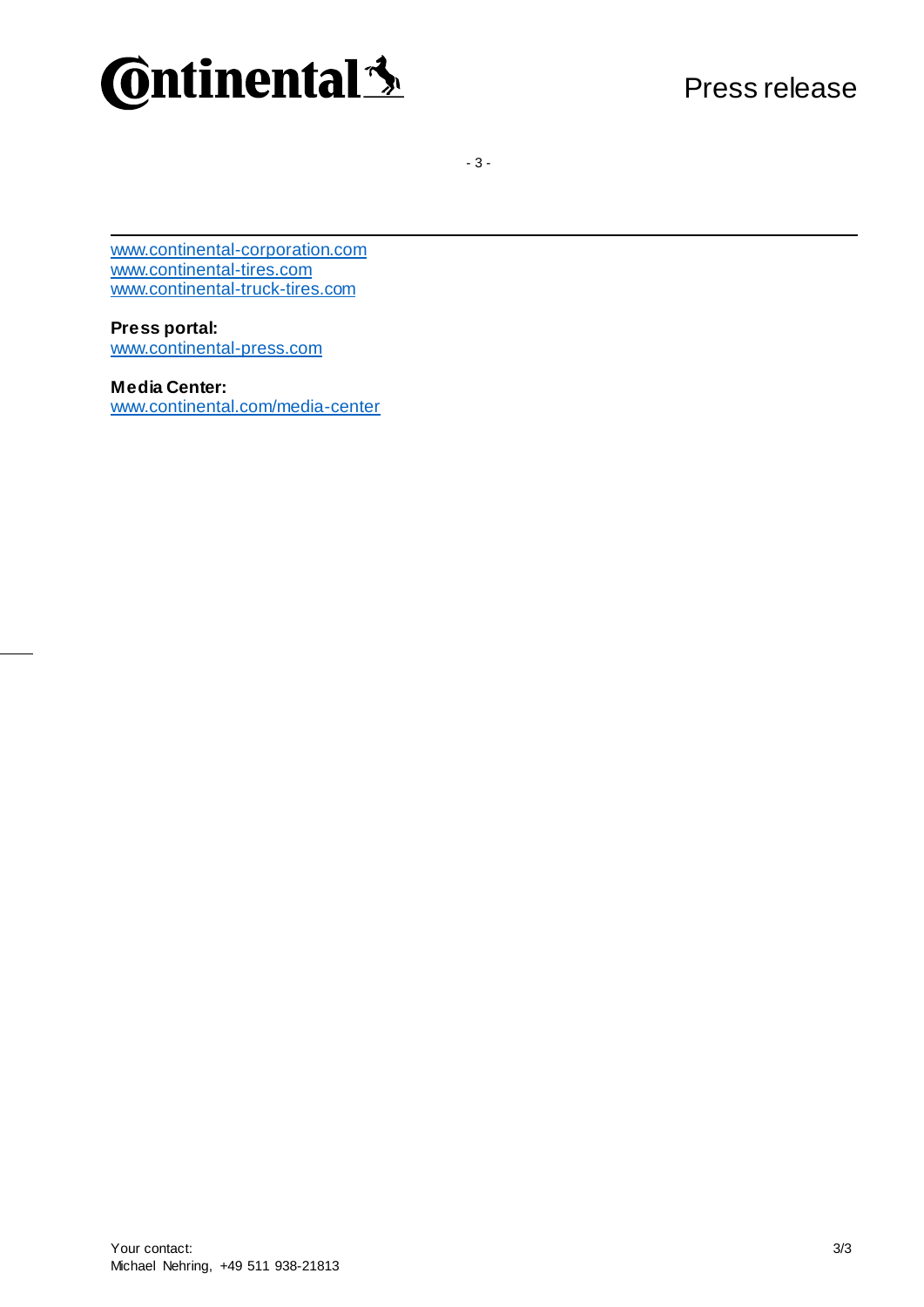www.continental-corporation.com
www.continental-tires.com
www.continental-truck-tires.com

**Press portal:**
www.continental-press.com

**Media Center:**
www.continental.com/media-center

Your contact:
Michael Nehring, +49 511 938-21813